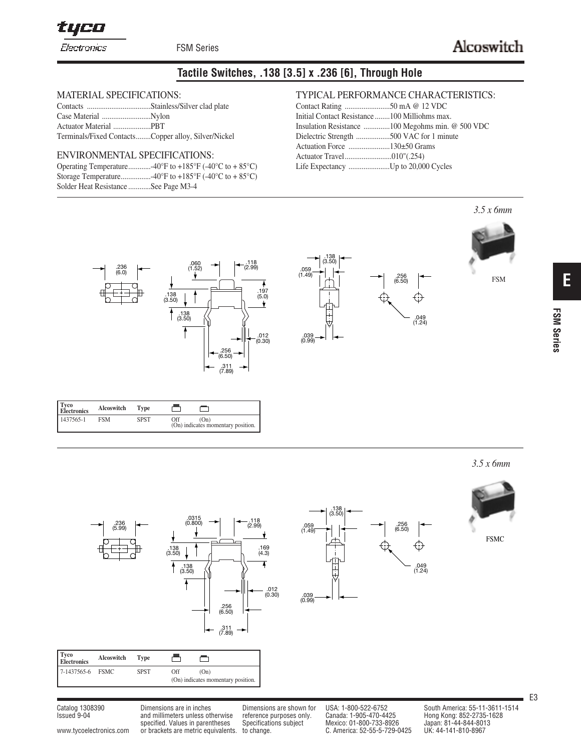# Tactile Switches, .138 [3.5] x .236 [6], Through Hole

## MATERIAL SPECIFICATIONS:

Contacts ..................................Stainless/Silver clad plate
Case Material ..........................Nylon
Actuator Material ....................PBT
Terminals/Fixed Contacts........Copper alloy, Silver/Nickel

## ENVIRONMENTAL SPECIFICATIONS:

Operating Temperature............-40°F to +185°F (-40°C to + 85°C)
Storage Temperature................-40°F to +185°F (-40°C to + 85°C)
Solder Heat Resistance ............See Page M3-4

## TYPICAL PERFORMANCE CHARACTERISTICS:

Contact Rating ........................50 mA @ 12 VDC
Initial Contact Resistance........100 Milliohms max.
Insulation Resistance ..............100 Megohms min. @ 500 VDC
Dielectric Strength ..................500 VAC for 1 minute
Actuation Force ......................130±50 Grams
Actuator Travel.........................010"(.254)
Life Expectancy ......................Up to 20,000 Cycles

*3.5 x 6mm*

FSM

| Tyco Electronics | Alcoswitch | Type | | |
|---|---|---|---|---|
| 1437565-1 | FSM | SPST | Off | (On) |

(On) indicates momentary position.

*3.5 x 6mm*

FSMC

| Tyco Electronics | Alcoswitch | Type | | |
|---|---|---|---|---|
| 7-1437565-6 | FSMC | SPST | Off | (On) |

(On) indicates momentary position.

Catalog 1308390
Issued 9-04

www.tycoelectronics.com

Dimensions are in inches and millimeters unless otherwise specified. Values in parentheses or brackets are metric equivalents.

Dimensions are shown for reference purposes only. Specifications subject to change.

USA: 1-800-522-6752
Canada: 1-905-470-4425
Mexico: 01-800-733-8926
C. America: 52-55-5-729-0425

South America: 55-11-3611-1514
Hong Kong: 852-2735-1628
Japan: 81-44-844-8013
UK: 44-141-810-8967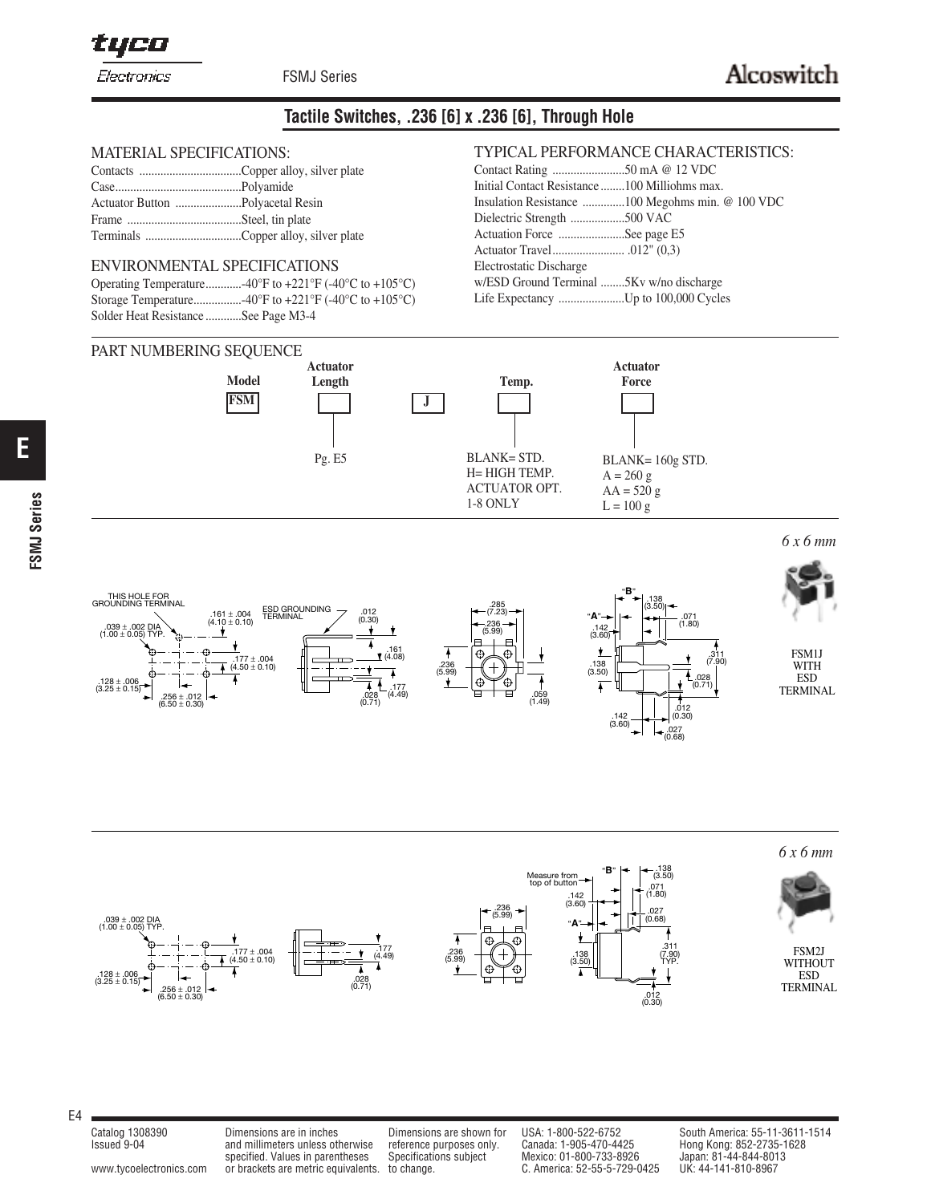## Tactile Switches, .236 [6] x .236 [6], Through Hole

### MATERIAL SPECIFICATIONS:

Contacts ..................................Copper alloy, silver plate
Case..........................................Polyamide
Actuator Button ......................Polyacetal Resin
Frame ......................................Steel, tin plate
Terminals ................................Copper alloy, silver plate

### ENVIRONMENTAL SPECIFICATIONS

Operating Temperature............-40°F to +221°F (-40°C to +105°C)
Storage Temperature................-40°F to +221°F (-40°C to +105°C)
Solder Heat Resistance ............See Page M3-4

### TYPICAL PERFORMANCE CHARACTERISTICS:

Contact Rating ........................50 mA @ 12 VDC
Initial Contact Resistance........100 Milliohms max.
Insulation Resistance ..............100 Megohms min. @ 100 VDC
Dielectric Strength ..................500 VAC
Actuation Force ......................See page E5
Actuator Travel........................ .012" (0,3)
Electrostatic Discharge
w/ESD Ground Terminal ........5Kv w/no discharge
Life Expectancy ......................Up to 100,000 Cycles

### PART NUMBERING SEQUENCE

| Model | Actuator Length | | Temp. | Actuator Force |
|---|---|---|---|---|
| FSM | | J | | |
| | Pg. E5 | | BLANK= STD.<br>H= HIGH TEMP.<br>ACTUATOR OPT.<br>1-8 ONLY | BLANK= 160g STD.<br>A = 260 g<br>AA = 520 g<br>L = 100 g |

*6 x 6 mm*

THIS HOLE FOR GROUNDING TERMINAL
.039 ± .002 DIA (1.00 ± 0.05) TYP.
.161 ± .004 (4.10 ± 0.10)
.177 ± .004 (4.50 ± 0.10)
.128 ± .006 (3.25 ± 0.15)
.256 ± .012 (6.50 ± 0.30)
ESD GROUNDING TERMINAL
.012 (0.30)
.161 (4.08)
.177 (4.49)
.028 (0.71)
.285 (7.23)
.236 (5.99)
.236 (5.99)
.059 (1.49)
"B" .138 (3.50)
"A" .071 (1.80)
.142 (3.60)
.138 (3.50)
.311 (7.90)
.028 (0.71)
.012 (0.30)
.142 (3.60)
.027 (0.68)

FSM1J WITH ESD TERMINAL

*6 x 6 mm*

.039 ± .002 DIA (1.00 ± 0.05) TYP.
.177 ± .004 (4.50 ± 0.10)
.128 ± .006 (3.25 ± 0.15)
.256 ± .012 (6.50 ± 0.30)
.177 (4.49)
.028 (0.71)
.236 (5.99)
.236 (5.99)
Measure from top of button
"B" .138 (3.50)
.071 (1.80)
.142 (3.60)
.027 (0.68)
"A"
.138 (3.50)
.311 (7.90) TYP.
.012 (0.30)

FSM2J WITHOUT ESD TERMINAL

Catalog 1308390
Issued 9-04

www.tycoelectronics.com

Dimensions are in inches and millimeters unless otherwise specified. Values in parentheses or brackets are metric equivalents.

Dimensions are shown for reference purposes only. Specifications subject to change.

USA: 1-800-522-6752
Canada: 1-905-470-4425
Mexico: 01-800-733-8926
C. America: 52-55-5-729-0425

South America: 55-11-3611-1514
Hong Kong: 852-2735-1628
Japan: 81-44-844-8013
UK: 44-141-810-8967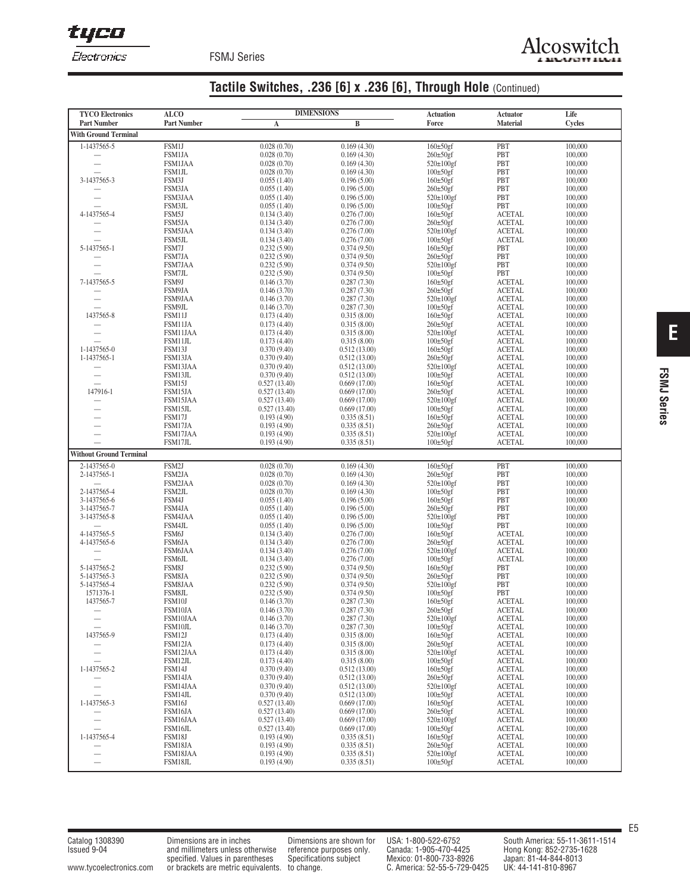## Tactile Switches, .236 [6] x .236 [6], Through Hole (Continued)

| TYCO Electronics Part Number | ALCO Part Number | DIMENSIONS A | DIMENSIONS B | Actuation Force | Actuator Material | Life Cycles |
|---|---|---|---|---|---|---|
| **With Ground Terminal** | | | | | | |
| 1-1437565-5 | FSM1J | 0.028 (0.70) | 0.169 (4.30) | 160±50gf | PBT | 100,000 |
| — | FSM1JA | 0.028 (0.70) | 0.169 (4.30) | 260±50gf | PBT | 100,000 |
| — | FSM1JAA | 0.028 (0.70) | 0.169 (4.30) | 520±100gf | PBT | 100,000 |
| — | FSM1JL | 0.028 (0.70) | 0.169 (4.30) | 100±50gf | PBT | 100,000 |
| 3-1437565-3 | FSM3J | 0.055 (1.40) | 0.196 (5.00) | 160±50gf | PBT | 100,000 |
| — | FSM3JA | 0.055 (1.40) | 0.196 (5.00) | 260±50gf | PBT | 100,000 |
| — | FSM3JAA | 0.055 (1.40) | 0.196 (5.00) | 520±100gf | PBT | 100,000 |
| — | FSM3JL | 0.055 (1.40) | 0.196 (5.00) | 100±50gf | PBT | 100,000 |
| 4-1437565-4 | FSM5J | 0.134 (3.40) | 0.276 (7.00) | 160±50gf | ACETAL | 100,000 |
| — | FSM5JA | 0.134 (3.40) | 0.276 (7.00) | 260±50gf | ACETAL | 100,000 |
| — | FSM5JAA | 0.134 (3.40) | 0.276 (7.00) | 520±100gf | ACETAL | 100,000 |
| — | FSM5JL | 0.134 (3.40) | 0.276 (7.00) | 100±50gf | ACETAL | 100,000 |
| 5-1437565-1 | FSM7J | 0.232 (5.90) | 0.374 (9.50) | 160±50gf | PBT | 100,000 |
| — | FSM7JA | 0.232 (5.90) | 0.374 (9.50) | 260±50gf | PBT | 100,000 |
| — | FSM7JAA | 0.232 (5.90) | 0.374 (9.50) | 520±100gf | PBT | 100,000 |
| — | FSM7JL | 0.232 (5.90) | 0.374 (9.50) | 100±50gf | PBT | 100,000 |
| 7-1437565-5 | FSM9J | 0.146 (3.70) | 0.287 (7.30) | 160±50gf | ACETAL | 100,000 |
| — | FSM9JA | 0.146 (3.70) | 0.287 (7.30) | 260±50gf | ACETAL | 100,000 |
| — | FSM9JAA | 0.146 (3.70) | 0.287 (7.30) | 520±100gf | ACETAL | 100,000 |
| — | FSM9JL | 0.146 (3.70) | 0.287 (7.30) | 100±50gf | ACETAL | 100,000 |
| 1437565-8 | FSM11J | 0.173 (4.40) | 0.315 (8.00) | 160±50gf | ACETAL | 100,000 |
| — | FSM11JA | 0.173 (4.40) | 0.315 (8.00) | 260±50gf | ACETAL | 100,000 |
| — | FSM11JAA | 0.173 (4.40) | 0.315 (8.00) | 520±100gf | ACETAL | 100,000 |
| — | FSM11JL | 0.173 (4.40) | 0.315 (8.00) | 100±50gf | ACETAL | 100,000 |
| 1-1437565-0 | FSM13J | 0.370 (9.40) | 0.512 (13.00) | 160±50gf | ACETAL | 100,000 |
| 1-1437565-1 | FSM13JA | 0.370 (9.40) | 0.512 (13.00) | 260±50gf | ACETAL | 100,000 |
| — | FSM13JAA | 0.370 (9.40) | 0.512 (13.00) | 520±100gf | ACETAL | 100,000 |
| — | FSM13JL | 0.370 (9.40) | 0.512 (13.00) | 100±50gf | ACETAL | 100,000 |
| — | FSM15J | 0.527 (13.40) | 0.669 (17.00) | 160±50gf | ACETAL | 100,000 |
| 147916-1 | FSM15JA | 0.527 (13.40) | 0.669 (17.00) | 260±50gf | ACETAL | 100,000 |
| — | FSM15JAA | 0.527 (13.40) | 0.669 (17.00) | 520±100gf | ACETAL | 100,000 |
| — | FSM15JL | 0.527 (13.40) | 0.669 (17.00) | 100±50gf | ACETAL | 100,000 |
| — | FSM17J | 0.193 (4.90) | 0.335 (8.51) | 160±50gf | ACETAL | 100,000 |
| — | FSM17JA | 0.193 (4.90) | 0.335 (8.51) | 260±50gf | ACETAL | 100,000 |
| — | FSM17JAA | 0.193 (4.90) | 0.335 (8.51) | 520±100gf | ACETAL | 100,000 |
| — | FSM17JL | 0.193 (4.90) | 0.335 (8.51) | 100±50gf | ACETAL | 100,000 |
| **Without Ground Terminal** | | | | | | |
| 2-1437565-0 | FSM2J | 0.028 (0.70) | 0.169 (4.30) | 160±50gf | PBT | 100,000 |
| 2-1437565-1 | FSM2JA | 0.028 (0.70) | 0.169 (4.30) | 260±50gf | PBT | 100,000 |
| — | FSM2JAA | 0.028 (0.70) | 0.169 (4.30) | 520±100gf | PBT | 100,000 |
| 2-1437565-4 | FSM2JL | 0.028 (0.70) | 0.169 (4.30) | 100±50gf | PBT | 100,000 |
| 3-1437565-6 | FSM4J | 0.055 (1.40) | 0.196 (5.00) | 160±50gf | PBT | 100,000 |
| 3-1437565-7 | FSM4JA | 0.055 (1.40) | 0.196 (5.00) | 260±50gf | PBT | 100,000 |
| 3-1437565-8 | FSM4JAA | 0.055 (1.40) | 0.196 (5.00) | 520±100gf | PBT | 100,000 |
| — | FSM4JL | 0.055 (1.40) | 0.196 (5.00) | 100±50gf | PBT | 100,000 |
| 4-1437565-5 | FSM6J | 0.134 (3.40) | 0.276 (7.00) | 160±50gf | ACETAL | 100,000 |
| 4-1437565-6 | FSM6JA | 0.134 (3.40) | 0.276 (7.00) | 260±50gf | ACETAL | 100,000 |
| — | FSM6JAA | 0.134 (3.40) | 0.276 (7.00) | 520±100gf | ACETAL | 100,000 |
| — | FSM6JL | 0.134 (3.40) | 0.276 (7.00) | 100±50gf | ACETAL | 100,000 |
| 5-1437565-2 | FSM8J | 0.232 (5.90) | 0.374 (9.50) | 160±50gf | PBT | 100,000 |
| 5-1437565-3 | FSM8JA | 0.232 (5.90) | 0.374 (9.50) | 260±50gf | PBT | 100,000 |
| 5-1437565-4 | FSM8JAA | 0.232 (5.90) | 0.374 (9.50) | 520±100gf | PBT | 100,000 |
| 1571376-1 | FSM8JL | 0.232 (5.90) | 0.374 (9.50) | 100±50gf | PBT | 100,000 |
| 1437565-7 | FSM10J | 0.146 (3.70) | 0.287 (7.30) | 160±50gf | ACETAL | 100,000 |
| — | FSM10JA | 0.146 (3.70) | 0.287 (7.30) | 260±50gf | ACETAL | 100,000 |
| — | FSM10JAA | 0.146 (3.70) | 0.287 (7.30) | 520±100gf | ACETAL | 100,000 |
| — | FSM10JL | 0.146 (3.70) | 0.287 (7.30) | 100±50gf | ACETAL | 100,000 |
| 1437565-9 | FSM12J | 0.173 (4.40) | 0.315 (8.00) | 160±50gf | ACETAL | 100,000 |
| — | FSM12JA | 0.173 (4.40) | 0.315 (8.00) | 260±50gf | ACETAL | 100,000 |
| — | FSM12JAA | 0.173 (4.40) | 0.315 (8.00) | 520±100gf | ACETAL | 100,000 |
| — | FSM12JL | 0.173 (4.40) | 0.315 (8.00) | 100±50gf | ACETAL | 100,000 |
| 1-1437565-2 | FSM14J | 0.370 (9.40) | 0.512 (13.00) | 160±50gf | ACETAL | 100,000 |
| — | FSM14JA | 0.370 (9.40) | 0.512 (13.00) | 260±50gf | ACETAL | 100,000 |
| — | FSM14JAA | 0.370 (9.40) | 0.512 (13.00) | 520±100gf | ACETAL | 100,000 |
| — | FSM14JL | 0.370 (9.40) | 0.512 (13.00) | 100±50gf | ACETAL | 100,000 |
| 1-1437565-3 | FSM16J | 0.527 (13.40) | 0.669 (17.00) | 160±50gf | ACETAL | 100,000 |
| — | FSM16JA | 0.527 (13.40) | 0.669 (17.00) | 260±50gf | ACETAL | 100,000 |
| — | FSM16JAA | 0.527 (13.40) | 0.669 (17.00) | 520±100gf | ACETAL | 100,000 |
| — | FSM16JL | 0.527 (13.40) | 0.669 (17.00) | 100±50gf | ACETAL | 100,000 |
| 1-1437565-4 | FSM18J | 0.193 (4.90) | 0.335 (8.51) | 160±50gf | ACETAL | 100,000 |
| — | FSM18JA | 0.193 (4.90) | 0.335 (8.51) | 260±50gf | ACETAL | 100,000 |
| — | FSM18JAA | 0.193 (4.90) | 0.335 (8.51) | 520±100gf | ACETAL | 100,000 |
| — | FSM18JL | 0.193 (4.90) | 0.335 (8.51) | 100±50gf | ACETAL | 100,000 |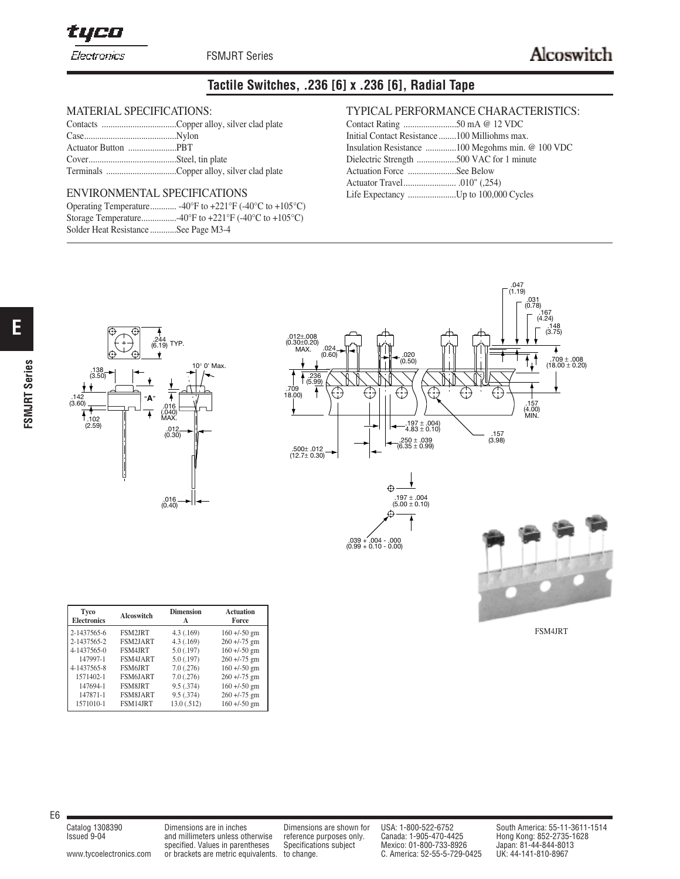# Tactile Switches, .236 [6] x .236 [6], Radial Tape

## MATERIAL SPECIFICATIONS:

Contacts ..................................Copper alloy, silver clad plate
Case.........................................Nylon
Actuator Button ......................PBT
Cover........................................Steel, tin plate
Terminals ................................Copper alloy, silver clad plate

## ENVIRONMENTAL SPECIFICATIONS

Operating Temperature............ -40°F to +221°F (-40°C to +105°C)
Storage Temperature................-40°F to +221°F (-40°C to +105°C)
Solder Heat Resistance ............See Page M3-4

## TYPICAL PERFORMANCE CHARACTERISTICS:

Contact Rating ........................50 mA @ 12 VDC
Initial Contact Resistance........100 Milliohms max.
Insulation Resistance ..............100 Megohms min. @ 100 VDC
Dielectric Strength ..................500 VAC for 1 minute
Actuation Force ......................See Below
Actuator Travel........................ .010" (.254)
Life Expectancy ......................Up to 100,000 Cycles

| Tyco Electronics | Alcoswitch | Dimension A | Actuation Force |
|---|---|---|---|
| 2-1437565-6 | FSM2JRT | 4.3 (.169) | 160 +/-50 gm |
| 2-1437565-2 | FSM2JART | 4.3 (.169) | 260 +/-75 gm |
| 4-1437565-0 | FSM4JRT | 5.0 (.197) | 160 +/-50 gm |
| 147997-1 | FSM4JART | 5.0 (.197) | 260 +/-75 gm |
| 4-1437565-8 | FSM6JRT | 7.0 (.276) | 160 +/-50 gm |
| 1571402-1 | FSM6JART | 7.0 (.276) | 260 +/-75 gm |
| 147694-1 | FSM8JRT | 9.5 (.374) | 160 +/-50 gm |
| 147871-1 | FSM8JART | 9.5 (.374) | 260 +/-75 gm |
| 1571010-1 | FSM14JRT | 13.0 (.512) | 160 +/-50 gm |

FSM4JRT

Catalog 1308390
Issued 9-04

www.tycoelectronics.com

Dimensions are in inches and millimeters unless otherwise specified. Values in parentheses or brackets are metric equivalents.

Dimensions are shown for reference purposes only. Specifications subject to change.

USA: 1-800-522-6752
Canada: 1-905-470-4425
Mexico: 01-800-733-8926
C. America: 52-55-5-729-0425

South America: 55-11-3611-1514
Hong Kong: 852-2735-1628
Japan: 81-44-844-8013
UK: 44-141-810-8967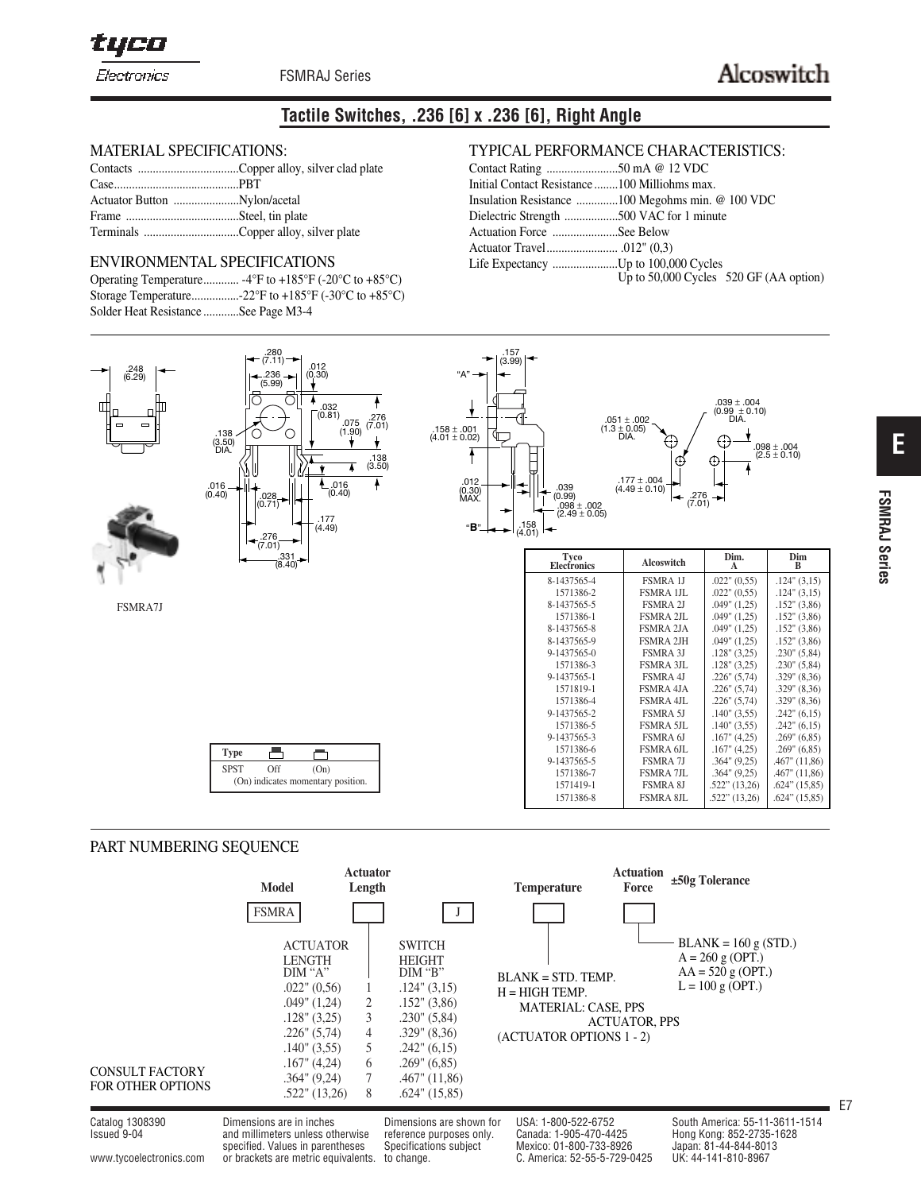FSMRAJ Series

Alcoswitch

## Tactile Switches, .236 [6] x .236 [6], Right Angle

### MATERIAL SPECIFICATIONS:

Contacts ..................................Copper alloy, silver clad plate
Case..........................................PBT
Actuator Button ......................Nylon/acetal
Frame ......................................Steel, tin plate
Terminals ................................Copper alloy, silver plate

### ENVIRONMENTAL SPECIFICATIONS

Operating Temperature............ -4°F to +185°F (-20°C to +85°C)
Storage Temperature................-22°F to +185°F (-30°C to +85°C)
Solder Heat Resistance ............See Page M3-4

### TYPICAL PERFORMANCE CHARACTERISTICS:

Contact Rating ........................50 mA @ 12 VDC
Initial Contact Resistance........100 Milliohms max.
Insulation Resistance ..............100 Megohms min. @ 100 VDC
Dielectric Strength ..................500 VAC for 1 minute
Actuation Force ......................See Below
Actuator Travel........................ .012" (0,3)
Life Expectancy ......................Up to 100,000 Cycles
Up to 50,000 Cycles 520 GF (AA option)

FSMRA7J

| Type | | |
|---|---|---|
| SPST | Off | (On) |

(On) indicates momentary position.

| Tyco Electronics | Alcoswitch | Dim. A | Dim B |
|---|---|---|---|
| 8-1437565-4 | FSMRA 1J | .022" (0,55) | .124" (3,15) |
| 1571386-2 | FSMRA 1JL | .022" (0,55) | .124" (3,15) |
| 8-1437565-5 | FSMRA 2J | .049" (1,25) | .152" (3,86) |
| 1571386-1 | FSMRA 2JL | .049" (1,25) | .152" (3,86) |
| 8-1437565-8 | FSMRA 2JA | .049" (1,25) | .152" (3,86) |
| 8-1437565-9 | FSMRA 2JH | .049" (1,25) | .152" (3,86) |
| 9-1437565-0 | FSMRA 3J | .128" (3,25) | .230" (5,84) |
| 1571386-3 | FSMRA 3JL | .128" (3,25) | .230" (5,84) |
| 9-1437565-1 | FSMRA 4J | .226" (5,74) | .329" (8,36) |
| 1571819-1 | FSMRA 4JA | .226" (5,74) | .329" (8,36) |
| 1571386-4 | FSMRA 4JL | .226" (5,74) | .329" (8,36) |
| 9-1437565-2 | FSMRA 5J | .140" (3,55) | .242" (6,15) |
| 1571386-5 | FSMRA 5JL | .140" (3,55) | .242" (6,15) |
| 9-1437565-3 | FSMRA 6J | .167" (4,25) | .269" (6,85) |
| 1571386-6 | FSMRA 6JL | .167" (4,25) | .269" (6,85) |
| 9-1437565-5 | FSMRA 7J | .364" (9,25) | .467" (11,86) |
| 1571386-7 | FSMRA 7JL | .364" (9,25) | .467" (11,86) |
| 1571419-1 | FSMRA 8J | .522" (13,26) | .624" (15,85) |
| 1571386-8 | FSMRA 8JL | .522" (13,26) | .624" (15,85) |

### PART NUMBERING SEQUENCE

Model: FSMRA — Actuator Length: [ ] — J — Temperature: [ ] — Actuation Force: [ ] — ±50g Tolerance

| ACTUATOR LENGTH DIM "A" | | SWITCH HEIGHT DIM "B" |
|---|---|---|
| .022" (0,56) | 1 | .124" (3,15) |
| .049" (1,24) | 2 | .152" (3,86) |
| .128" (3,25) | 3 | .230" (5,84) |
| .226" (5,74) | 4 | .329" (8,36) |
| .140" (3,55) | 5 | .242" (6,15) |
| .167" (4,24) | 6 | .269" (6,85) |
| .364" (9,24) | 7 | .467" (11,86) |
| .522" (13,26) | 8 | .624" (15,85) |

Temperature:
BLANK = STD. TEMP.
H = HIGH TEMP.
MATERIAL: CASE, PPS
ACTUATOR, PPS
(ACTUATOR OPTIONS 1 - 2)

Actuation Force:
BLANK = 160 g (STD.)
A = 260 g (OPT.)
AA = 520 g (OPT.)
L = 100 g (OPT.)

CONSULT FACTORY FOR OTHER OPTIONS

Catalog 1308390
Issued 9-04

www.tycoelectronics.com

Dimensions are in inches and millimeters unless otherwise specified. Values in parentheses or brackets are metric equivalents.

Dimensions are shown for reference purposes only. Specifications subject to change.

USA: 1-800-522-6752
Canada: 1-905-470-4425
Mexico: 01-800-733-8926
C. America: 52-55-5-729-0425

South America: 55-11-3611-1514
Hong Kong: 852-2735-1628
Japan: 81-44-844-8013
UK: 44-141-810-8967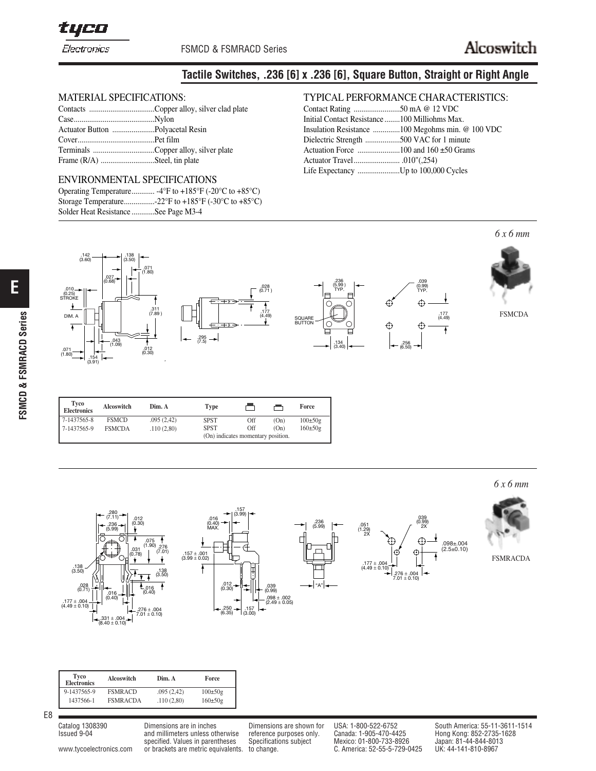# Tactile Switches, .236 [6] x .236 [6], Square Button, Straight or Right Angle

## MATERIAL SPECIFICATIONS:

Contacts ..................................Copper alloy, silver clad plate
Case..........................................Nylon
Actuator Button ......................Polyacetal Resin
Cover........................................Pet film
Terminals ................................Copper alloy, silver plate
Frame (R/A) ............................Steel, tin plate

## ENVIRONMENTAL SPECIFICATIONS

Operating Temperature............ -4°F to +185°F (-20°C to +85°C)
Storage Temperature................-22°F to +185°F (-30°C to +85°C)
Solder Heat Resistance ............See Page M3-4

## TYPICAL PERFORMANCE CHARACTERISTICS:

Contact Rating ........................50 mA @ 12 VDC
Initial Contact Resistance........100 Milliohms Max.
Insulation Resistance ..............100 Megohms min. @ 100 VDC
Dielectric Strength ..................500 VAC for 1 minute
Actuation Force ......................100 and 160 ±50 Grams
Actuator Travel........................ .010"(.254)
Life Expectancy ......................Up to 100,000 Cycles

*6 x 6 mm*

FSMCDA

| Tyco Electronics | Alcoswitch | Dim. A | Type | | | Force |
|---|---|---|---|---|---|---|
| 7-1437565-8 | FSMCD | .095 (2,42) | SPST | Off | (On) | 100±50g |
| 7-1437565-9 | FSMCDA | .110 (2,80) | SPST | Off | (On) | 160±50g |

(On) indicates momentary position.

*6 x 6 mm*

FSMRACDA

| Tyco Electronics | Alcoswitch | Dim. A | Force |
|---|---|---|---|
| 9-1437565-9 | FSMRACD | .095 (2,42) | 100±50g |
| 1437566-1 | FSMRACDA | .110 (2,80) | 160±50g |

Catalog 1308390
Issued 9-04

www.tycoelectronics.com

Dimensions are in inches and millimeters unless otherwise specified. Values in parentheses or brackets are metric equivalents.

Dimensions are shown for reference purposes only. Specifications subject to change.

USA: 1-800-522-6752
Canada: 1-905-470-4425
Mexico: 01-800-733-8926
C. America: 52-55-5-729-0425

South America: 55-11-3611-1514
Hong Kong: 852-2735-1628
Japan: 81-44-844-8013
UK: 44-141-810-8967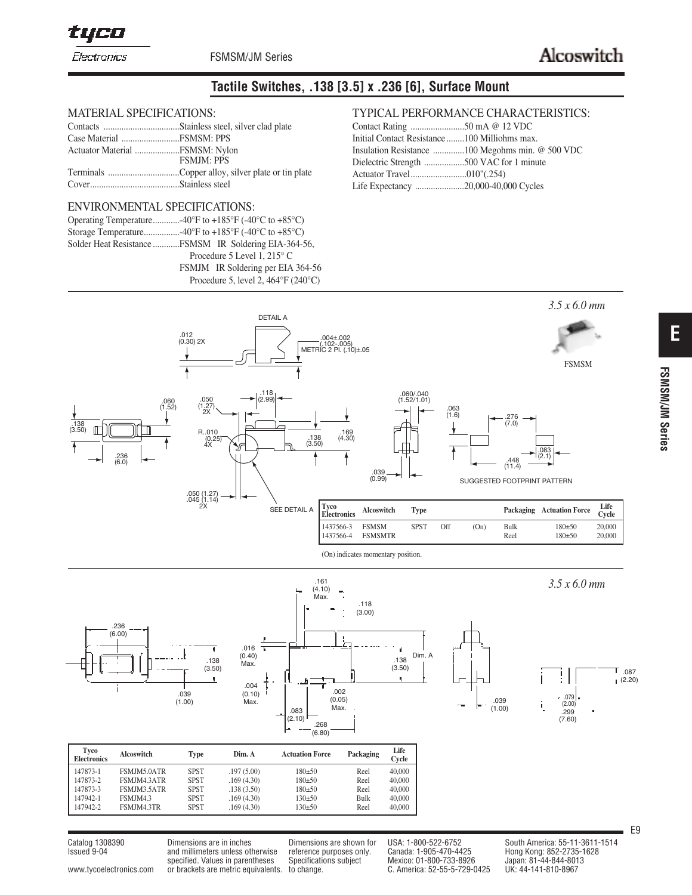FSMSM/JM Series

# Tactile Switches, .138 [3.5] x .236 [6], Surface Mount

## MATERIAL SPECIFICATIONS:

Contacts ..................................Stainless steel, silver clad plate
Case Material ..........................FSMSM: PPS
Actuator Material ....................FSMSM: Nylon
FSMJM: PPS
Terminals ................................Copper alloy, silver plate or tin plate
Cover........................................Stainless steel

## ENVIRONMENTAL SPECIFICATIONS:

Operating Temperature............-40°F to +185°F (-40°C to +85°C)
Storage Temperature................-40°F to +185°F (-40°C to +85°C)
Solder Heat Resistance ............FSMSM IR Soldering EIA-364-56, Procedure 5 Level 1, 215° C
FSMJM IR Soldering per EIA 364-56 Procedure 5, level 2, 464°F (240°C)

## TYPICAL PERFORMANCE CHARACTERISTICS:

Contact Rating ........................50 mA @ 12 VDC
Initial Contact Resistance........100 Milliohms max.
Insulation Resistance ..............100 Megohms min. @ 500 VDC
Dielectric Strength ..................500 VAC for 1 minute
Actuator Travel.........................010"(.254)
Life Expectancy ......................20,000-40,000 Cycles

*3.5 x 6.0 mm*

FSMSM

SUGGESTED FOOTPRINT PATTERN

| Tyco Electronics | Alcoswitch | Type | | | Packaging | Actuation Force | Life Cycle |
|---|---|---|---|---|---|---|---|
| 1437566-3 | FSMSM | SPST | Off | (On) | Bulk | 180±50 | 20,000 |
| 1437566-4 | FSMSMTR | | | | Reel | 180±50 | 20,000 |

(On) indicates momentary position.

*3.5 x 6.0 mm*

| Tyco Electronics | Alcoswitch | Type | Dim. A | Actuation Force | Packaging | Life Cycle |
|---|---|---|---|---|---|---|
| 147873-1 | FSMJM5.0ATR | SPST | .197 (5.00) | 180±50 | Reel | 40,000 |
| 147873-2 | FSMJM4.3ATR | SPST | .169 (4.30) | 180±50 | Reel | 40,000 |
| 147873-3 | FSMJM3.5ATR | SPST | .138 (3.50) | 180±50 | Reel | 40,000 |
| 147942-1 | FSMJM4.3 | SPST | .169 (4.30) | 130±50 | Bulk | 40,000 |
| 147942-2 | FSMJM4.3TR | SPST | .169 (4.30) | 130±50 | Reel | 40,000 |

Catalog 1308390
Issued 9-04

www.tycoelectronics.com

Dimensions are in inches and millimeters unless otherwise specified. Values in parentheses or brackets are metric equivalents.

Dimensions are shown for reference purposes only. Specifications subject to change.

USA: 1-800-522-6752
Canada: 1-905-470-4425
Mexico: 01-800-733-8926
C. America: 52-55-5-729-0425

South America: 55-11-3611-1514
Hong Kong: 852-2735-1628
Japan: 81-44-844-8013
UK: 44-141-810-8967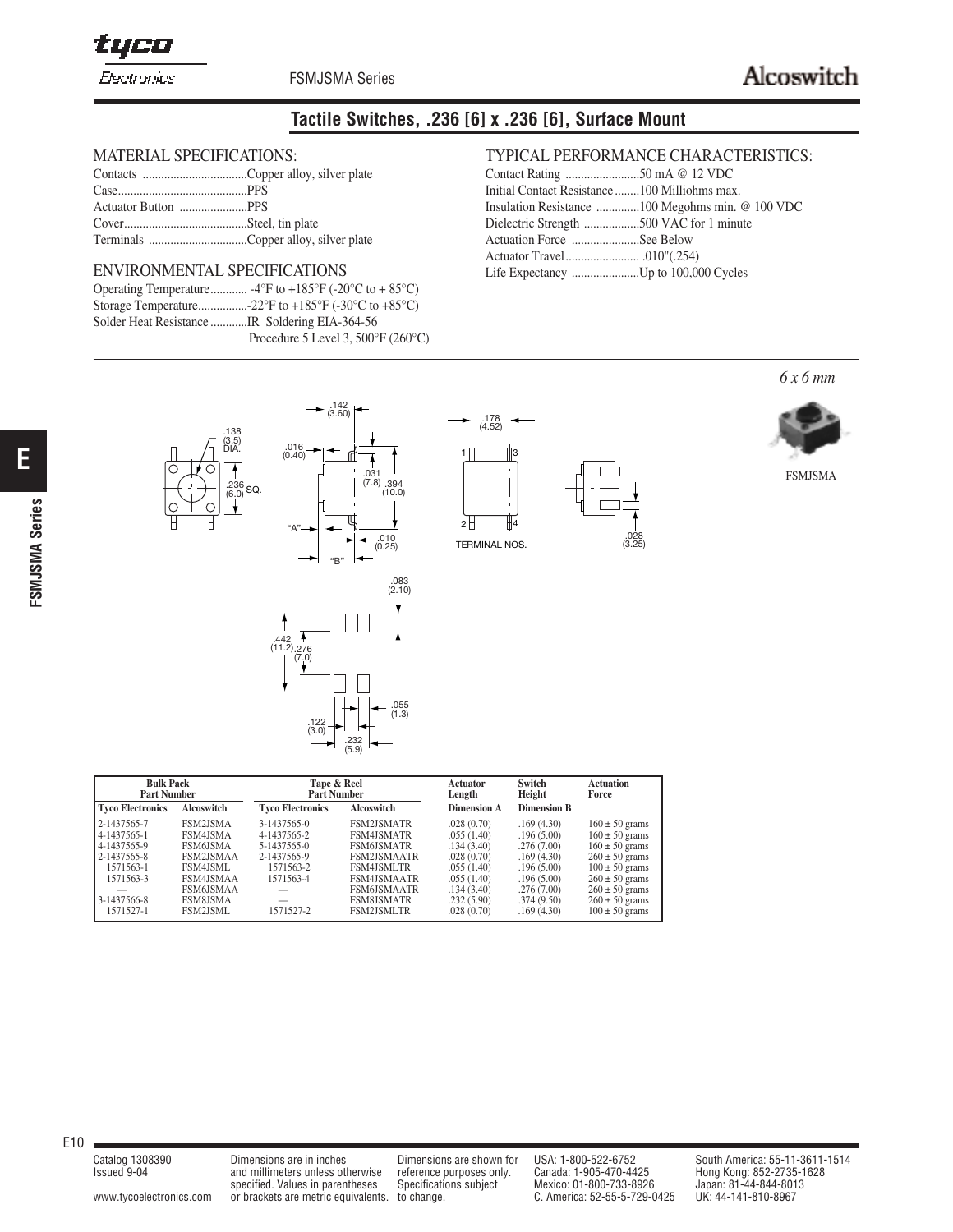FSMJSMA Series

# Tactile Switches, .236 [6] x .236 [6], Surface Mount

## MATERIAL SPECIFICATIONS:

Contacts ..................................Copper alloy, silver plate
Case..........................................PPS
Actuator Button ......................PPS
Cover........................................Steel, tin plate
Terminals ................................Copper alloy, silver plate

## ENVIRONMENTAL SPECIFICATIONS

Operating Temperature............ -4°F to +185°F (-20°C to + 85°C)
Storage Temperature................-22°F to +185°F (-30°C to +85°C)
Solder Heat Resistance ............IR Soldering EIA-364-56
Procedure 5 Level 3, 500°F (260°C)

## TYPICAL PERFORMANCE CHARACTERISTICS:

Contact Rating ........................50 mA @ 12 VDC
Initial Contact Resistance........100 Milliohms max.
Insulation Resistance ..............100 Megohms min. @ 100 VDC
Dielectric Strength ..................500 VAC for 1 minute
Actuation Force ......................See Below
Actuator Travel........................ .010"(.254)
Life Expectancy ......................Up to 100,000 Cycles

*6 x 6 mm*

FSMJSMA

.138 (3.5) DIA.
.236 (6.0) SQ.
.142 (3.60)
.016 (0.40)
.031 (7.8)
.394 (10.0)
"A"
.010 (0.25)
"B"
.178 (4.52)
1 3 2 4
TERMINAL NOS.
.028 (3.25)
.083 (2.10)
.442 (11.2)
.276 (7.0)
.055 (1.3)
.122 (3.0)
.232 (5.9)

| Bulk Pack Part Number | | Tape & Reel Part Number | | Actuator Length | Switch Height | Actuation Force |
|---|---|---|---|---|---|---|
| Tyco Electronics | Alcoswitch | Tyco Electronics | Alcoswitch | Dimension A | Dimension B | |
| 2-1437565-7 | FSM2JSMA | 3-1437565-0 | FSM2JSMATR | .028 (0.70) | .169 (4.30) | 160 ± 50 grams |
| 4-1437565-1 | FSM4JSMA | 4-1437565-2 | FSM4JSMATR | .055 (1.40) | .196 (5.00) | 160 ± 50 grams |
| 4-1437565-9 | FSM6JSMA | 5-1437565-0 | FSM6JSMATR | .134 (3.40) | .276 (7.00) | 160 ± 50 grams |
| 2-1437565-8 | FSM2JSMAA | 2-1437565-9 | FSM2JSMAATR | .028 (0.70) | .169 (4.30) | 260 ± 50 grams |
| 1571563-1 | FSM4JSML | 1571563-2 | FSM4JSMLTR | .055 (1.40) | .196 (5.00) | 100 ± 50 grams |
| 1571563-3 | FSM4JSMAA | 1571563-4 | FSM4JSMAATR | .055 (1.40) | .196 (5.00) | 260 ± 50 grams |
| — | FSM6JSMAA | — | FSM6JSMAATR | .134 (3.40) | .276 (7.00) | 260 ± 50 grams |
| 3-1437566-8 | FSM8JSMA | — | FSM8JSMATR | .232 (5.90) | .374 (9.50) | 260 ± 50 grams |
| 1571527-1 | FSM2JSML | 1571527-2 | FSM2JSMLTR | .028 (0.70) | .169 (4.30) | 100 ± 50 grams |

Catalog 1308390
Issued 9-04

www.tycoelectronics.com

Dimensions are in inches and millimeters unless otherwise specified. Values in parentheses or brackets are metric equivalents.

Dimensions are shown for reference purposes only. Specifications subject to change.

USA: 1-800-522-6752
Canada: 1-905-470-4425
Mexico: 01-800-733-8926
C. America: 52-55-5-729-0425

South America: 55-11-3611-1514
Hong Kong: 852-2735-1628
Japan: 81-44-844-8013
UK: 44-141-810-8967